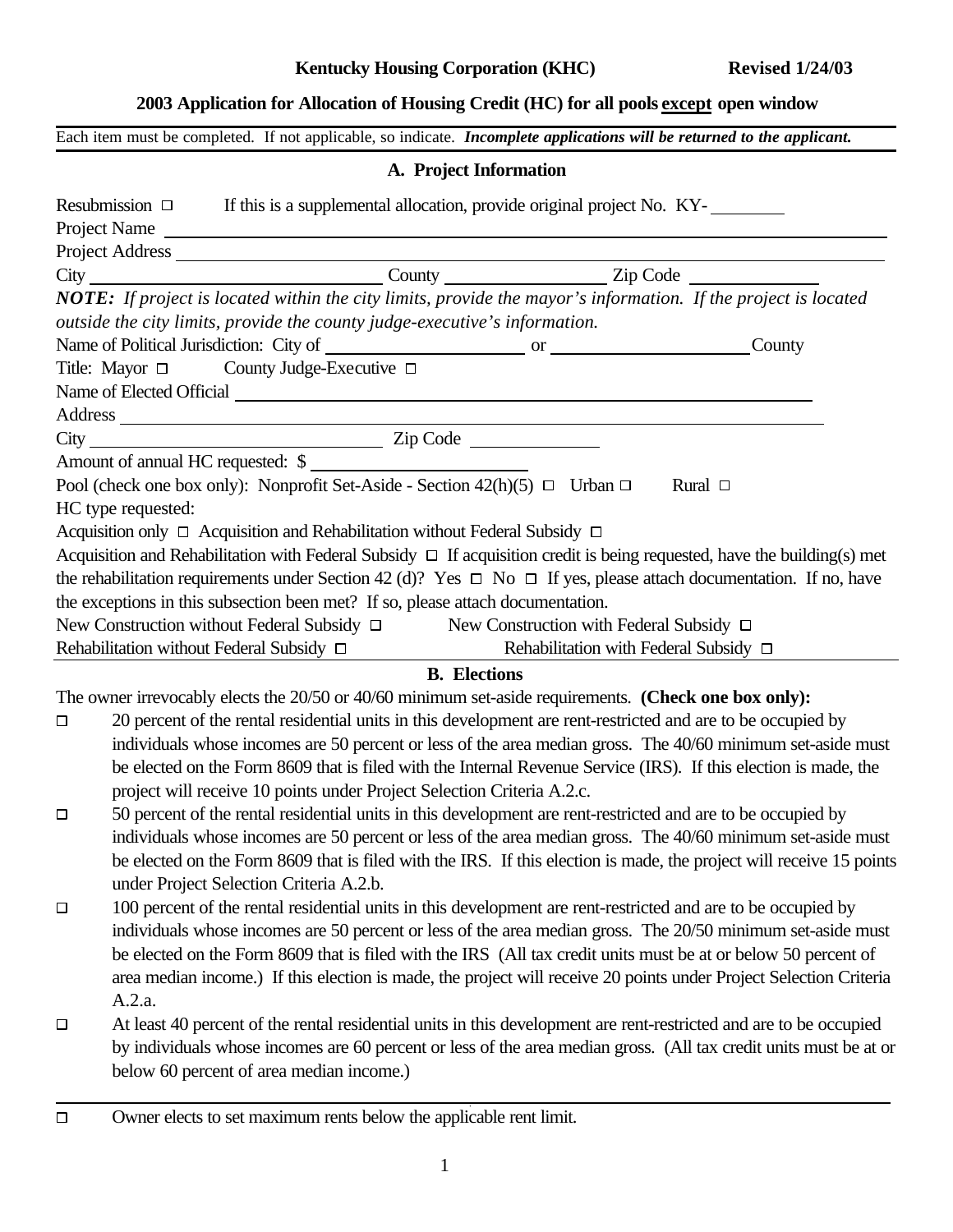**Kentucky Housing Corporation (KHC)** **Revised 1/24/03**

**2003 Application for Allocation of Housing Credit (HC) for all pools <u>except</u> open window**

Each item must be completed. If not applicable, so indicate. ***Incomplete applications will be returned to the applicant.***

## A. Project Information

Resubmission ☐ If this is a supplemental allocation, provide original project No. KY-________

Project Name ______________________________________________

Project Address ______________________________________________

City ____________________ County ________________ Zip Code ____________

***NOTE:*** *If project is located within the city limits, provide the mayor's information. If the project is located outside the city limits, provide the county judge-executive's information.*

Name of Political Jurisdiction: City of ____________________ or ____________________ County

Title: Mayor ☐ County Judge-Executive ☐

Name of Elected Official ______________________________________________

Address ______________________________________________

City ____________________ Zip Code ____________

Amount of annual HC requested: $ ____________________

Pool (check one box only): Nonprofit Set-Aside - Section 42(h)(5) ☐ Urban ☐ Rural ☐

HC type requested:

Acquisition only ☐ Acquisition and Rehabilitation without Federal Subsidy ☐

Acquisition and Rehabilitation with Federal Subsidy ☐ If acquisition credit is being requested, have the building(s) met the rehabilitation requirements under Section 42 (d)? Yes ☐ No ☐ If yes, please attach documentation. If no, have the exceptions in this subsection been met? If so, please attach documentation.

New Construction without Federal Subsidy ☐ New Construction with Federal Subsidy ☐

Rehabilitation without Federal Subsidy ☐ Rehabilitation with Federal Subsidy ☐

## B. Elections

The owner irrevocably elects the 20/50 or 40/60 minimum set-aside requirements. **(Check one box only):**

☐ 20 percent of the rental residential units in this development are rent-restricted and are to be occupied by individuals whose incomes are 50 percent or less of the area median gross. The 40/60 minimum set-aside must be elected on the Form 8609 that is filed with the Internal Revenue Service (IRS). If this election is made, the project will receive 10 points under Project Selection Criteria A.2.c.

☐ 50 percent of the rental residential units in this development are rent-restricted and are to be occupied by individuals whose incomes are 50 percent or less of the area median gross. The 40/60 minimum set-aside must be elected on the Form 8609 that is filed with the IRS. If this election is made, the project will receive 15 points under Project Selection Criteria A.2.b.

☐ 100 percent of the rental residential units in this development are rent-restricted and are to be occupied by individuals whose incomes are 50 percent or less of the area median gross. The 20/50 minimum set-aside must be elected on the Form 8609 that is filed with the IRS (All tax credit units must be at or below 50 percent of area median income.) If this election is made, the project will receive 20 points under Project Selection Criteria A.2.a.

☐ At least 40 percent of the rental residential units in this development are rent-restricted and are to be occupied by individuals whose incomes are 60 percent or less of the area median gross. (All tax credit units must be at or below 60 percent of area median income.)

---

☐ Owner elects to set maximum rents below the applicable rent limit.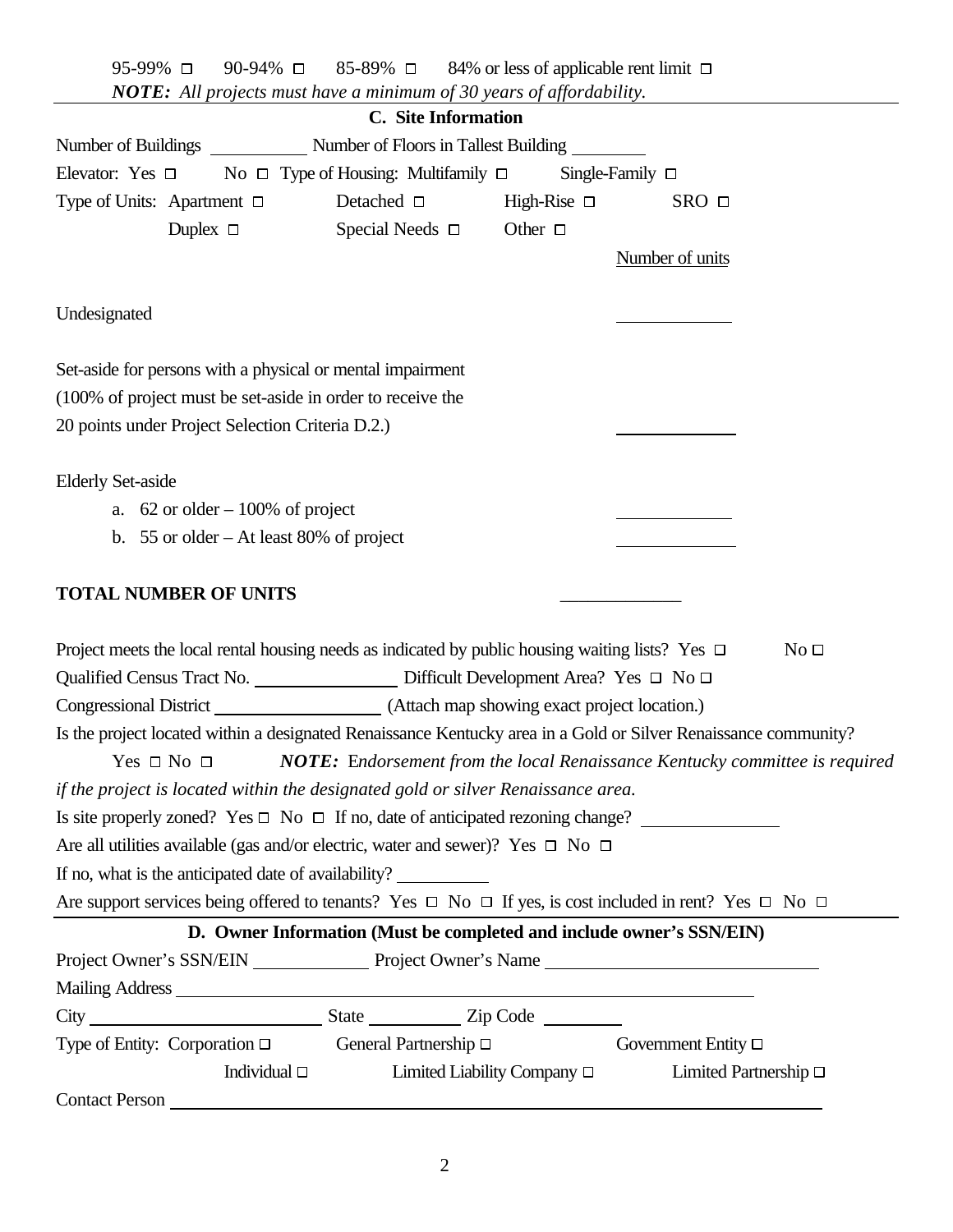95-99% ☐ 90-94% ☐ 85-89% ☐ 84% or less of applicable rent limit ☐

***NOTE:*** *All projects must have a minimum of 30 years of affordability.*

---

## C. Site Information

Number of Buildings __________ Number of Floors in Tallest Building ________

Elevator: Yes ☐ No ☐ Type of Housing: Multifamily ☐ Single-Family ☐

Type of Units: Apartment ☐ Detached ☐ High-Rise ☐ SRO ☐

Duplex ☐ Special Needs ☐ Other ☐

| | Number of units |
|---|---|
| Undesignated | ____________ |
| Set-aside for persons with a physical or mental impairment (100% of project must be set-aside in order to receive the 20 points under Project Selection Criteria D.2.) | ____________ |
| Elderly Set-aside | |
| a. 62 or older – 100% of project | ____________ |
| b. 55 or older – At least 80% of project | ____________ |
| **TOTAL NUMBER OF UNITS** | ____________ |

Project meets the local rental housing needs as indicated by public housing waiting lists? Yes ☐ No ☐

Qualified Census Tract No. ________________ Difficult Development Area? Yes ☐ No ☐

Congressional District __________________ (Attach map showing exact project location.)

Is the project located within a designated Renaissance Kentucky area in a Gold or Silver Renaissance community?

Yes ☐ No ☐ ***NOTE:*** *Endorsement from the local Renaissance Kentucky committee is required if the project is located within the designated gold or silver Renaissance area.*

Is site properly zoned? Yes ☐ No ☐ If no, date of anticipated rezoning change? ______________

Are all utilities available (gas and/or electric, water and sewer)? Yes ☐ No ☐

If no, what is the anticipated date of availability? __________

Are support services being offered to tenants? Yes ☐ No ☐ If yes, is cost included in rent? Yes ☐ No ☐

---

## D. Owner Information (Must be completed and include owner's SSN/EIN)

Project Owner's SSN/EIN ____________ Project Owner's Name ____________________________

Mailing Address ____________________________________________________________

City ________________________ State __________ Zip Code ________

Type of Entity: Corporation ☐ General Partnership ☐ Government Entity ☐

Individual ☐ Limited Liability Company ☐ Limited Partnership ☐

Contact Person ____________________________________________________________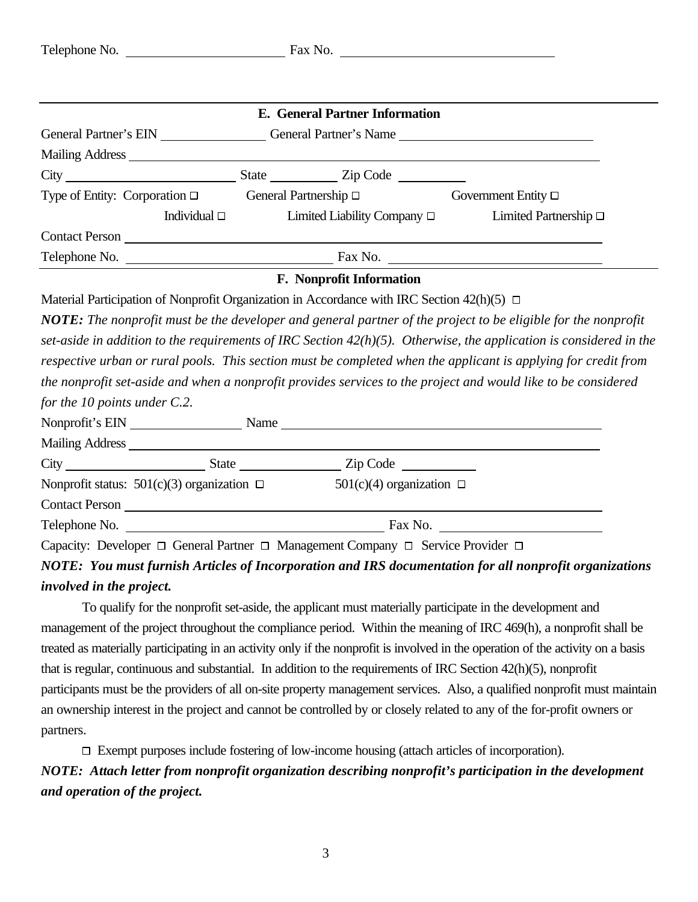Telephone No. ______________________ Fax No. ______________________________

## E. General Partner Information

General Partner's EIN ______________ General Partner's Name __________________________

Mailing Address ______________________________________________________________

City ______________________ State _________ Zip Code _________

Type of Entity: Corporation ☐ General Partnership ☐ Government Entity ☐

Individual ☐ Limited Liability Company ☐ Limited Partnership ☐

Contact Person ______________________________________________________________

Telephone No. ____________________________ Fax No. ____________________________

## F. Nonprofit Information

Material Participation of Nonprofit Organization in Accordance with IRC Section 42(h)(5) ☐

***NOTE:*** *The nonprofit must be the developer and general partner of the project to be eligible for the nonprofit set-aside in addition to the requirements of IRC Section 42(h)(5). Otherwise, the application is considered in the respective urban or rural pools. This section must be completed when the applicant is applying for credit from the nonprofit set-aside and when a nonprofit provides services to the project and would like to be considered for the 10 points under C.2.*

Nonprofit's EIN _______________ Name ____________________________________________

Mailing Address ______________________________________________________________

City ____________________ State ______________ Zip Code __________

Nonprofit status: 501(c)(3) organization ☐ 501(c)(4) organization ☐

Contact Person ______________________________________________________________

Telephone No. ___________________________________ Fax No. _______________________

Capacity: Developer ☐ General Partner ☐ Management Company ☐ Service Provider ☐

***NOTE: You must furnish Articles of Incorporation and IRS documentation for all nonprofit organizations involved in the project.***

To qualify for the nonprofit set-aside, the applicant must materially participate in the development and management of the project throughout the compliance period. Within the meaning of IRC 469(h), a nonprofit shall be treated as materially participating in an activity only if the nonprofit is involved in the operation of the activity on a basis that is regular, continuous and substantial. In addition to the requirements of IRC Section 42(h)(5), nonprofit participants must be the providers of all on-site property management services. Also, a qualified nonprofit must maintain an ownership interest in the project and cannot be controlled by or closely related to any of the for-profit owners or partners.

☐ Exempt purposes include fostering of low-income housing (attach articles of incorporation).

***NOTE: Attach letter from nonprofit organization describing nonprofit's participation in the development and operation of the project.***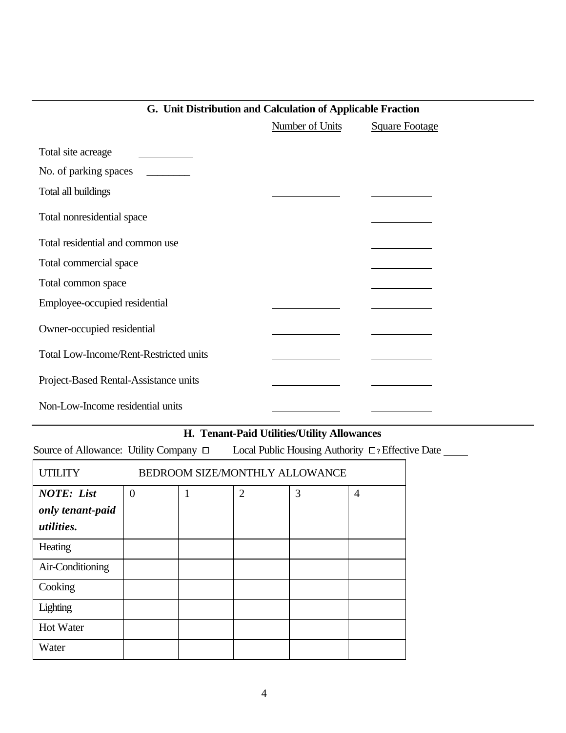## G. Unit Distribution and Calculation of Applicable Fraction

| | Number of Units | Square Footage |
|---|---|---|
| Total site acreage ________ | | |
| No. of parking spaces ________ | | |
| Total all buildings | ________ | ________ |
| Total nonresidential space | | ________ |
| Total residential and common use | | ________ |
| Total commercial space | | ________ |
| Total common space | | ________ |
| Employee-occupied residential | ________ | ________ |
| Owner-occupied residential | ________ | ________ |
| Total Low-Income/Rent-Restricted units | ________ | ________ |
| Project-Based Rental-Assistance units | ________ | ________ |
| Non-Low-Income residential units | ________ | ________ |

## H. Tenant-Paid Utilities/Utility Allowances

Source of Allowance: Utility Company ☐ Local Public Housing Authority ☐? Effective Date ____

| UTILITY | BEDROOM SIZE/MONTHLY ALLOWANCE | | | | |
|---|---|---|---|---|---|
| ***NOTE: List only tenant-paid utilities.*** | 0 | 1 | 2 | 3 | 4 |
| Heating | | | | | |
| Air-Conditioning | | | | | |
| Cooking | | | | | |
| Lighting | | | | | |
| Hot Water | | | | | |
| Water | | | | | |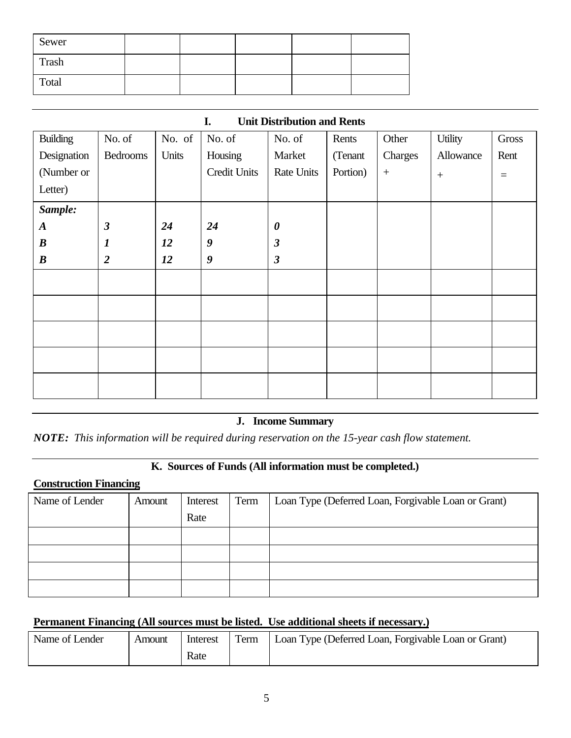| Sewer | | | | | |
|---|---|---|---|---|---|
| Trash | | | | | |
| Total | | | | | |

## I. Unit Distribution and Rents

| Building Designation (Number or Letter) | No. of Bedrooms | No. of Units | No. of Housing Credit Units | No. of Market Rate Units | Rents (Tenant Portion) | Other Charges + | Utility Allowance + | Gross Rent = |
|---|---|---|---|---|---|---|---|---|
| ***Sample:*** | | | | | | | | |
| ***A*** | ***3*** | ***24*** | ***24*** | ***0*** | | | | |
| ***B*** | ***1*** | ***12*** | ***9*** | ***3*** | | | | |
| ***B*** | ***2*** | ***12*** | ***9*** | ***3*** | | | | |
| | | | | | | | | |
| | | | | | | | | |
| | | | | | | | | |
| | | | | | | | | |
| | | | | | | | | |

## J. Income Summary

***NOTE:*** *This information will be required during reservation on the 15-year cash flow statement.*

## K. Sources of Funds (All information must be completed.)

**Construction Financing**

| Name of Lender | Amount | Interest Rate | Term | Loan Type (Deferred Loan, Forgivable Loan or Grant) |
|---|---|---|---|---|
| | | | | |
| | | | | |
| | | | | |
| | | | | |

**Permanent Financing (All sources must be listed. Use additional sheets if necessary.)**

| Name of Lender | Amount | Interest Rate | Term | Loan Type (Deferred Loan, Forgivable Loan or Grant) |
|---|---|---|---|---|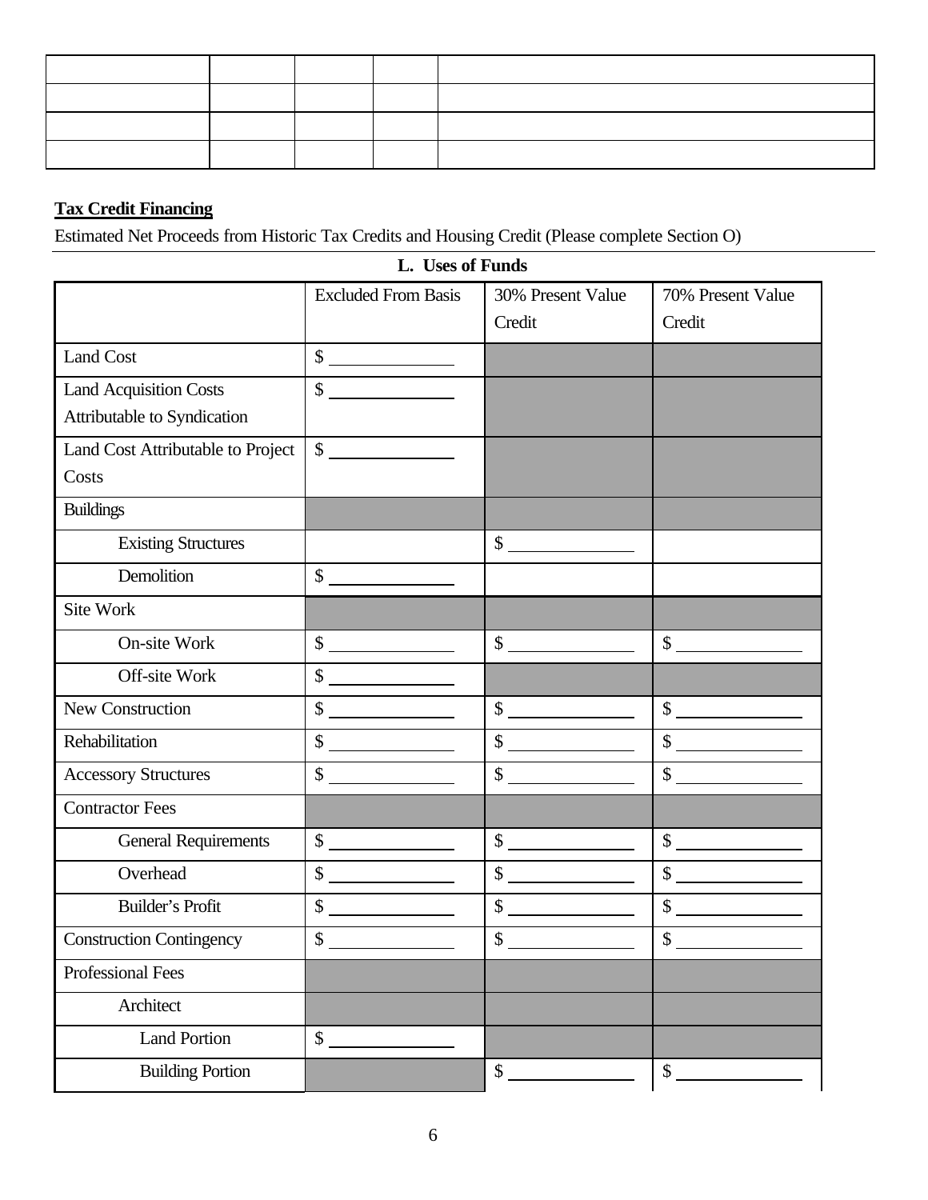| | | | | |
|---|---|---|---|---|
| | | | | |
| | | | | |
| | | | | |

**Tax Credit Financing**

Estimated Net Proceeds from Historic Tax Credits and Housing Credit (Please complete Section O)

**L. Uses of Funds**

| | Excluded From Basis | 30% Present Value Credit | 70% Present Value Credit |
|---|---|---|---|
| Land Cost | $ ________ | | |
| Land Acquisition Costs Attributable to Syndication | $ ________ | | |
| Land Cost Attributable to Project Costs | $ ________ | | |
| Buildings | | | |
| Existing Structures | | $ ________ | |
| Demolition | $ ________ | | |
| Site Work | | | |
| On-site Work | $ ________ | $ ________ | $ ________ |
| Off-site Work | $ ________ | | |
| New Construction | $ ________ | $ ________ | $ ________ |
| Rehabilitation | $ ________ | $ ________ | $ ________ |
| Accessory Structures | $ ________ | $ ________ | $ ________ |
| Contractor Fees | | | |
| General Requirements | $ ________ | $ ________ | $ ________ |
| Overhead | $ ________ | $ ________ | $ ________ |
| Builder's Profit | $ ________ | $ ________ | $ ________ |
| Construction Contingency | $ ________ | $ ________ | $ ________ |
| Professional Fees | | | |
| Architect | | | |
| Land Portion | $ ________ | | |
| Building Portion | | $ ________ | $ ________ |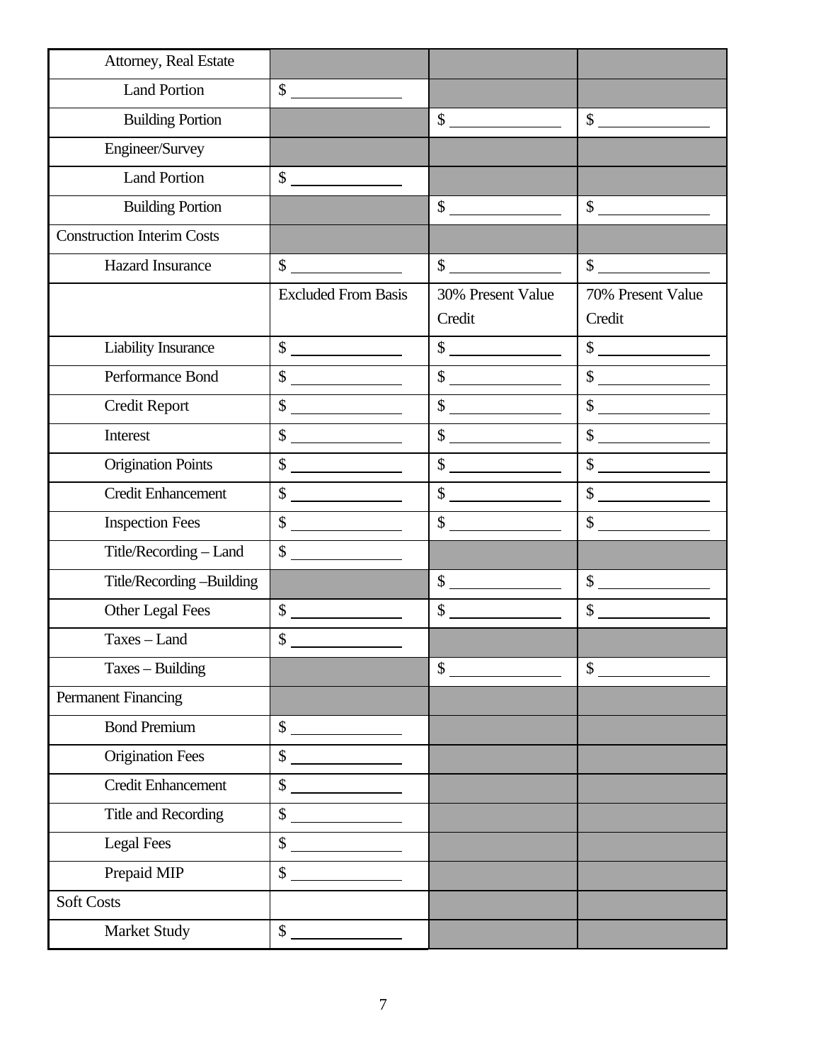| Attorney, Real Estate | | | |
|---|---|---|---|
| Land Portion | $ ______ | | |
| Building Portion | | $ ______ | $ ______ |
| Engineer/Survey | | | |
| Land Portion | $ ______ | | |
| Building Portion | | $ ______ | $ ______ |
| Construction Interim Costs | | | |
| Hazard Insurance | $ ______ | $ ______ | $ ______ |
| | Excluded From Basis | 30% Present Value Credit | 70% Present Value Credit |
| Liability Insurance | $ ______ | $ ______ | $ ______ |
| Performance Bond | $ ______ | $ ______ | $ ______ |
| Credit Report | $ ______ | $ ______ | $ ______ |
| Interest | $ ______ | $ ______ | $ ______ |
| Origination Points | $ ______ | $ ______ | $ ______ |
| Credit Enhancement | $ ______ | $ ______ | $ ______ |
| Inspection Fees | $ ______ | $ ______ | $ ______ |
| Title/Recording – Land | $ ______ | | |
| Title/Recording –Building | | $ ______ | $ ______ |
| Other Legal Fees | $ ______ | $ ______ | $ ______ |
| Taxes – Land | $ ______ | | |
| Taxes – Building | | $ ______ | $ ______ |
| Permanent Financing | | | |
| Bond Premium | $ ______ | | |
| Origination Fees | $ ______ | | |
| Credit Enhancement | $ ______ | | |
| Title and Recording | $ ______ | | |
| Legal Fees | $ ______ | | |
| Prepaid MIP | $ ______ | | |
| Soft Costs | | | |
| Market Study | $ ______ | | |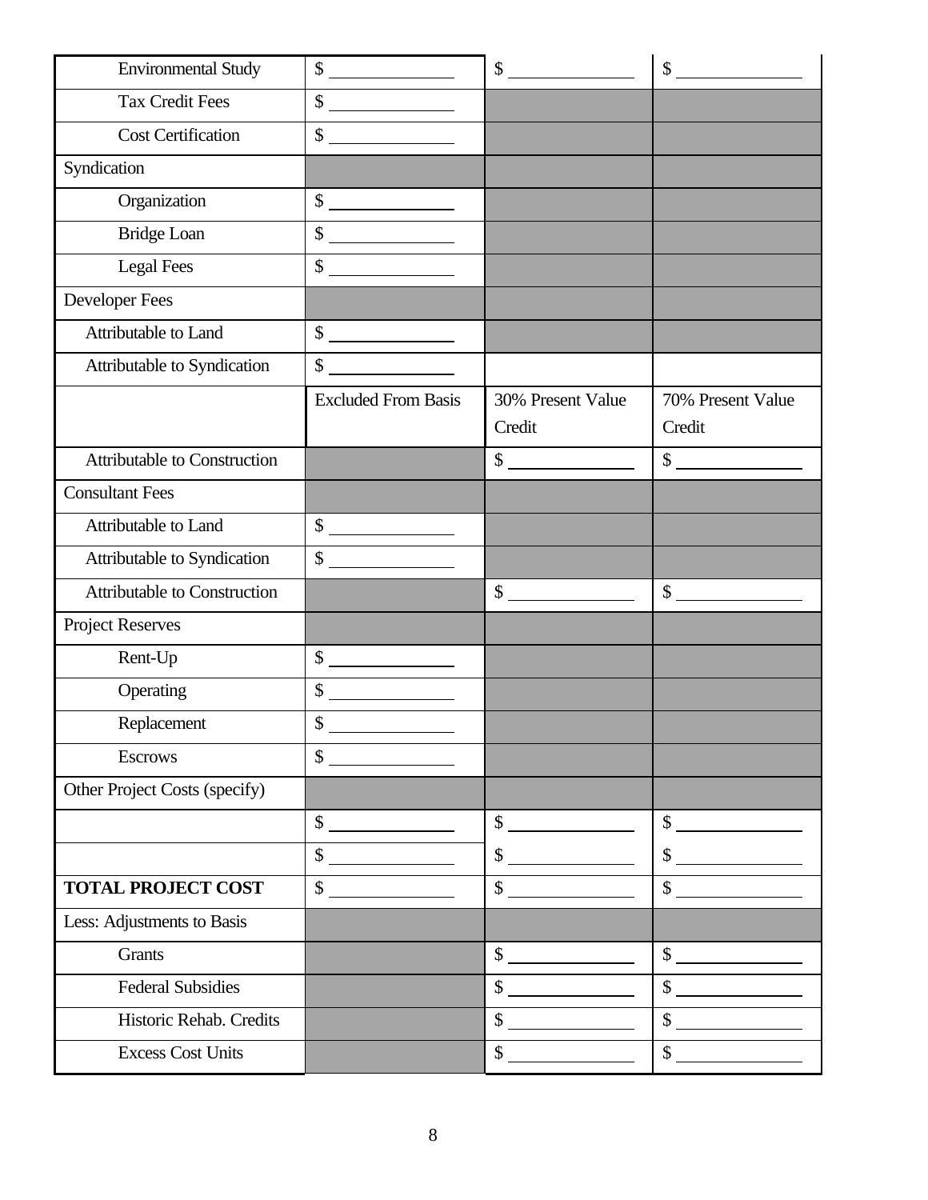| | | | |
|---|---|---|---|
| Environmental Study | $ | $ | $ |
| Tax Credit Fees | $ | | |
| Cost Certification | $ | | |
| Syndication | | | |
| Organization | $ | | |
| Bridge Loan | $ | | |
| Legal Fees | $ | | |
| Developer Fees | | | |
| Attributable to Land | $ | | |
| Attributable to Syndication | $ | | |
| | Excluded From Basis | 30% Present Value Credit | 70% Present Value Credit |
| Attributable to Construction | | $ | $ |
| Consultant Fees | | | |
| Attributable to Land | $ | | |
| Attributable to Syndication | $ | | |
| Attributable to Construction | | $ | $ |
| Project Reserves | | | |
| Rent-Up | $ | | |
| Operating | $ | | |
| Replacement | $ | | |
| Escrows | $ | | |
| Other Project Costs (specify) | | | |
| | $ | $ | $ |
| | $ | $ | $ |
| **TOTAL PROJECT COST** | $ | $ | $ |
| Less: Adjustments to Basis | | | |
| Grants | | $ | $ |
| Federal Subsidies | | $ | $ |
| Historic Rehab. Credits | | $ | $ |
| Excess Cost Units | | $ | $ |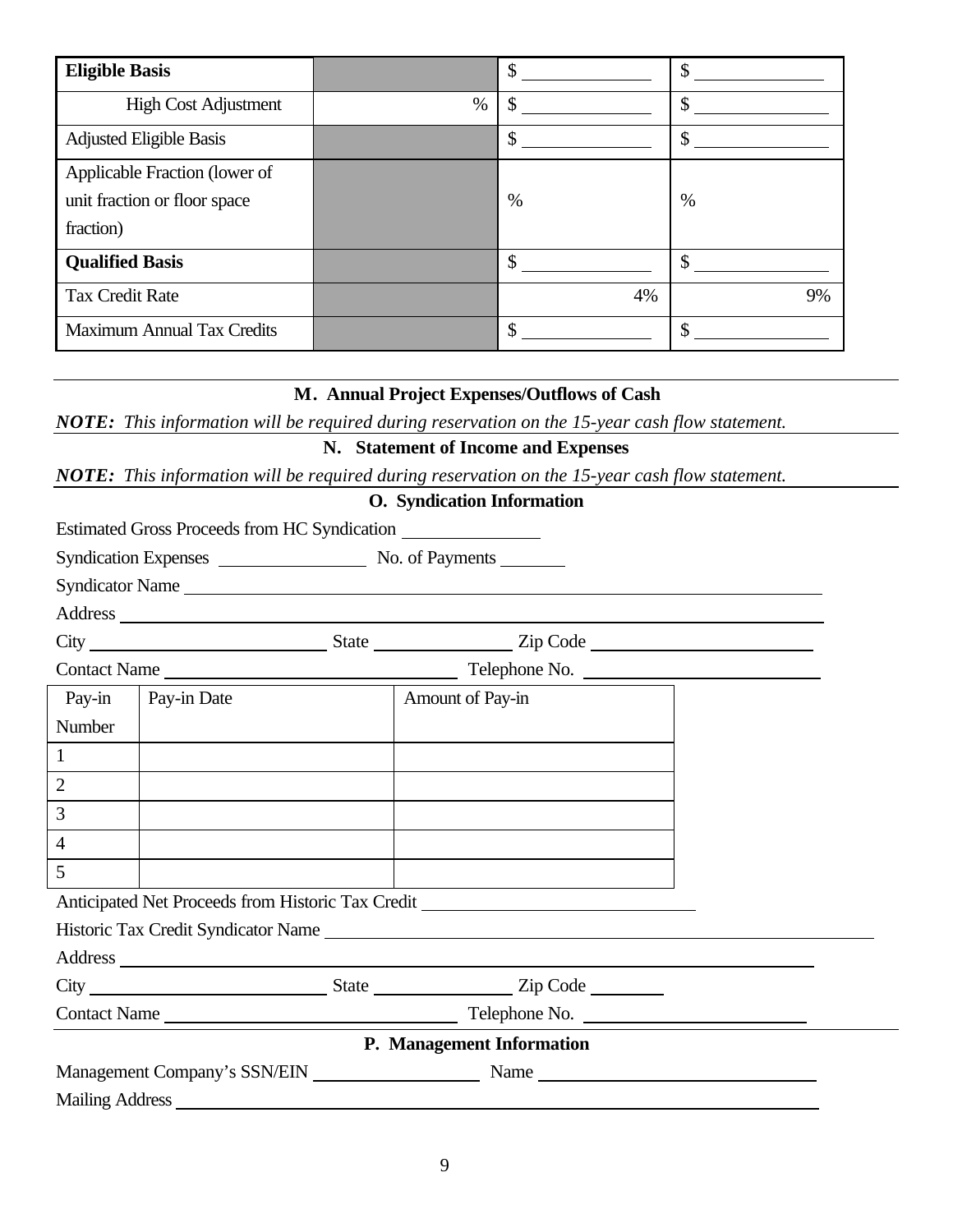| Eligible Basis | | $ | $ |
|---|---|---|---|
| High Cost Adjustment | % | $ | $ |
| Adjusted Eligible Basis | | $ | $ |
| Applicable Fraction (lower of unit fraction or floor space fraction) | | % | % |
| **Qualified Basis** | | $ | $ |
| Tax Credit Rate | | 4% | 9% |
| Maximum Annual Tax Credits | | $ | $ |

### M. Annual Project Expenses/Outflows of Cash

***NOTE:*** *This information will be required during reservation on the 15-year cash flow statement.*

### N. Statement of Income and Expenses

***NOTE:*** *This information will be required during reservation on the 15-year cash flow statement.*

### O. Syndication Information

Estimated Gross Proceeds from HC Syndication ______________

Syndication Expenses ______________ No. of Payments ________

Syndicator Name ____________________________________________

Address ____________________________________________

City ______________________ State ______________ Zip Code ______________________

Contact Name ____________________________ Telephone No. ______________________

| Pay-in Number | Pay-in Date | Amount of Pay-in |
|---|---|---|
| 1 | | |
| 2 | | |
| 3 | | |
| 4 | | |
| 5 | | |

Anticipated Net Proceeds from Historic Tax Credit ______________________

Historic Tax Credit Syndicator Name ____________________________________________

Address ____________________________________________

City ______________________ State ______________ Zip Code ________

Contact Name ____________________________ Telephone No. ______________________

### P. Management Information

Management Company's SSN/EIN __________________ Name ____________________________

Mailing Address ____________________________________________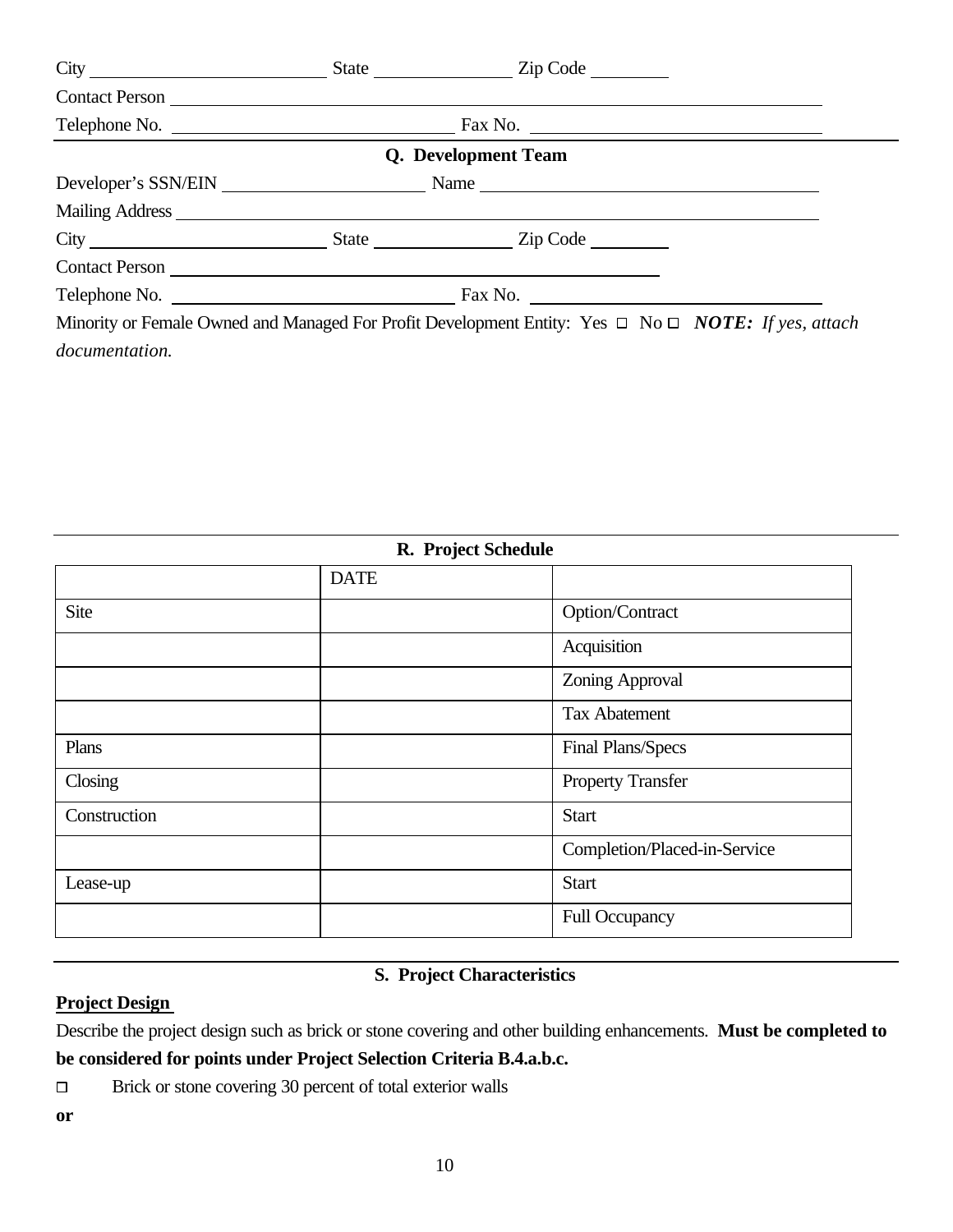City ______________________ State ______________ Zip Code ________

Contact Person ____________________________________________________________

Telephone No. ___________________________ Fax No. ___________________________

## Q. Development Team

Developer's SSN/EIN ____________________ Name _________________________________

Mailing Address ___________________________________________________________

City ______________________ State ______________ Zip Code ________

Contact Person ______________________________________________

Telephone No. ___________________________ Fax No. ___________________________

Minority or Female Owned and Managed For Profit Development Entity: Yes ☐ No ☐ ***NOTE:*** *If yes, attach documentation.*

## R. Project Schedule

| | DATE | |
|---|---|---|
| Site | | Option/Contract |
| | | Acquisition |
| | | Zoning Approval |
| | | Tax Abatement |
| Plans | | Final Plans/Specs |
| Closing | | Property Transfer |
| Construction | | Start |
| | | Completion/Placed-in-Service |
| Lease-up | | Start |
| | | Full Occupancy |

## S. Project Characteristics

**Project Design**

Describe the project design such as brick or stone covering and other building enhancements. **Must be completed to be considered for points under Project Selection Criteria B.4.a.b.c.**

☐ Brick or stone covering 30 percent of total exterior walls

**or**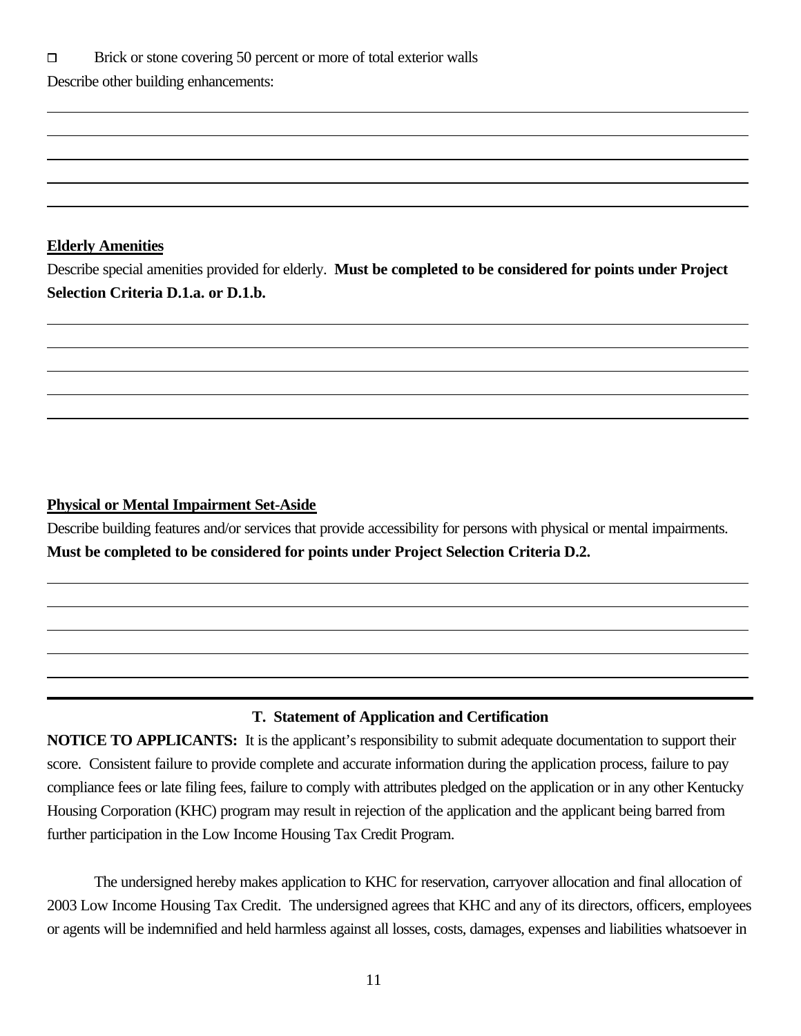- [ ] Brick or stone covering 50 percent or more of total exterior walls

Describe other building enhancements:

**Elderly Amenities**

Describe special amenities provided for elderly. **Must be completed to be considered for points under Project Selection Criteria D.1.a. or D.1.b.**

**Physical or Mental Impairment Set-Aside**

Describe building features and/or services that provide accessibility for persons with physical or mental impairments. **Must be completed to be considered for points under Project Selection Criteria D.2.**

---

### T. Statement of Application and Certification

**NOTICE TO APPLICANTS:** It is the applicant's responsibility to submit adequate documentation to support their score. Consistent failure to provide complete and accurate information during the application process, failure to pay compliance fees or late filing fees, failure to comply with attributes pledged on the application or in any other Kentucky Housing Corporation (KHC) program may result in rejection of the application and the applicant being barred from further participation in the Low Income Housing Tax Credit Program.

The undersigned hereby makes application to KHC for reservation, carryover allocation and final allocation of 2003 Low Income Housing Tax Credit. The undersigned agrees that KHC and any of its directors, officers, employees or agents will be indemnified and held harmless against all losses, costs, damages, expenses and liabilities whatsoever in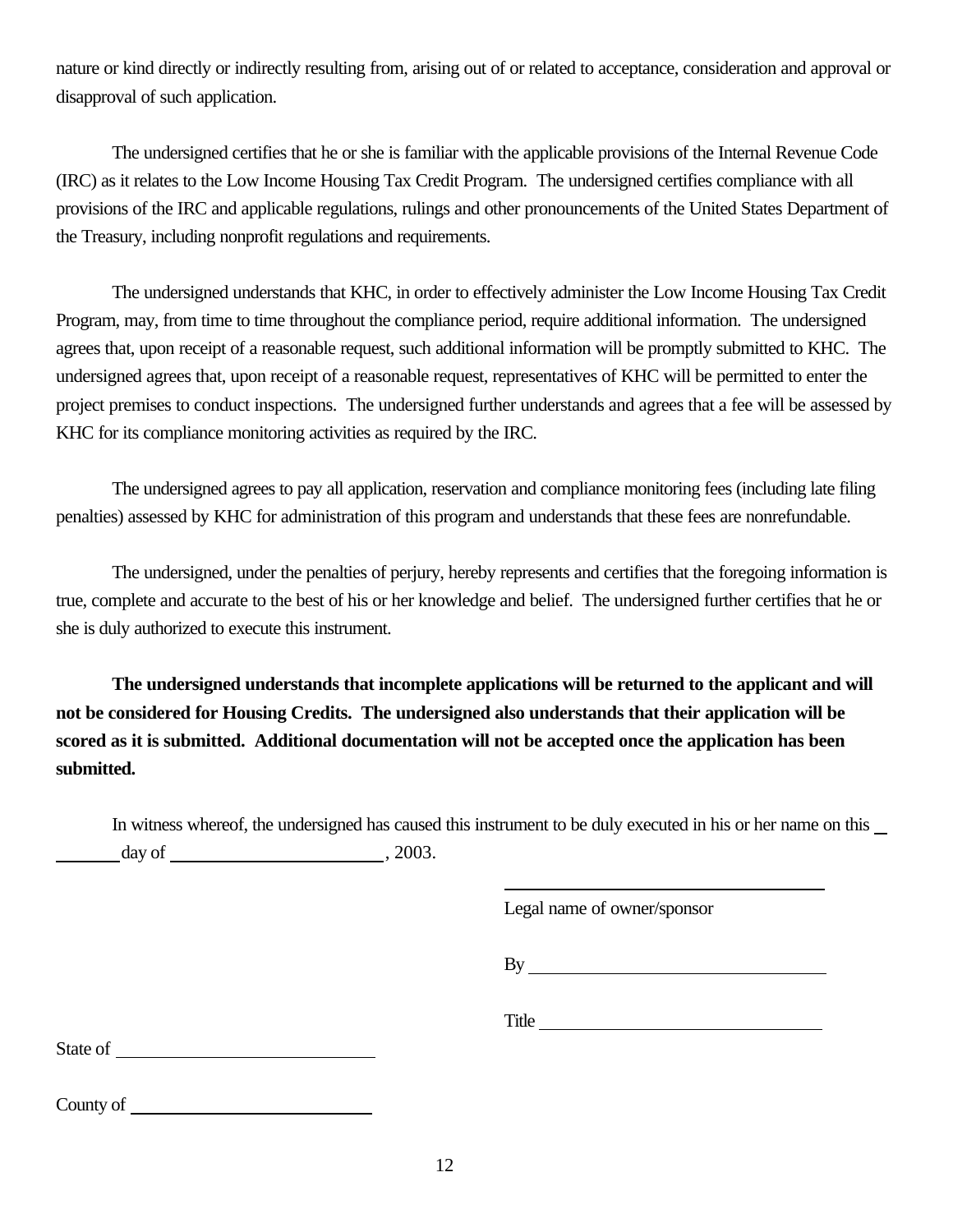nature or kind directly or indirectly resulting from, arising out of or related to acceptance, consideration and approval or disapproval of such application.

The undersigned certifies that he or she is familiar with the applicable provisions of the Internal Revenue Code (IRC) as it relates to the Low Income Housing Tax Credit Program. The undersigned certifies compliance with all provisions of the IRC and applicable regulations, rulings and other pronouncements of the United States Department of the Treasury, including nonprofit regulations and requirements.

The undersigned understands that KHC, in order to effectively administer the Low Income Housing Tax Credit Program, may, from time to time throughout the compliance period, require additional information. The undersigned agrees that, upon receipt of a reasonable request, such additional information will be promptly submitted to KHC. The undersigned agrees that, upon receipt of a reasonable request, representatives of KHC will be permitted to enter the project premises to conduct inspections. The undersigned further understands and agrees that a fee will be assessed by KHC for its compliance monitoring activities as required by the IRC.

The undersigned agrees to pay all application, reservation and compliance monitoring fees (including late filing penalties) assessed by KHC for administration of this program and understands that these fees are nonrefundable.

The undersigned, under the penalties of perjury, hereby represents and certifies that the foregoing information is true, complete and accurate to the best of his or her knowledge and belief. The undersigned further certifies that he or she is duly authorized to execute this instrument.

**The undersigned understands that incomplete applications will be returned to the applicant and will not be considered for Housing Credits. The undersigned also understands that their application will be scored as it is submitted. Additional documentation will not be accepted once the application has been submitted.**

In witness whereof, the undersigned has caused this instrument to be duly executed in his or her name on this ________ day of ________________________, 2003.

________________________________________
Legal name of owner/sponsor

By ________________________________

Title ______________________________

State of ____________________________

County of __________________________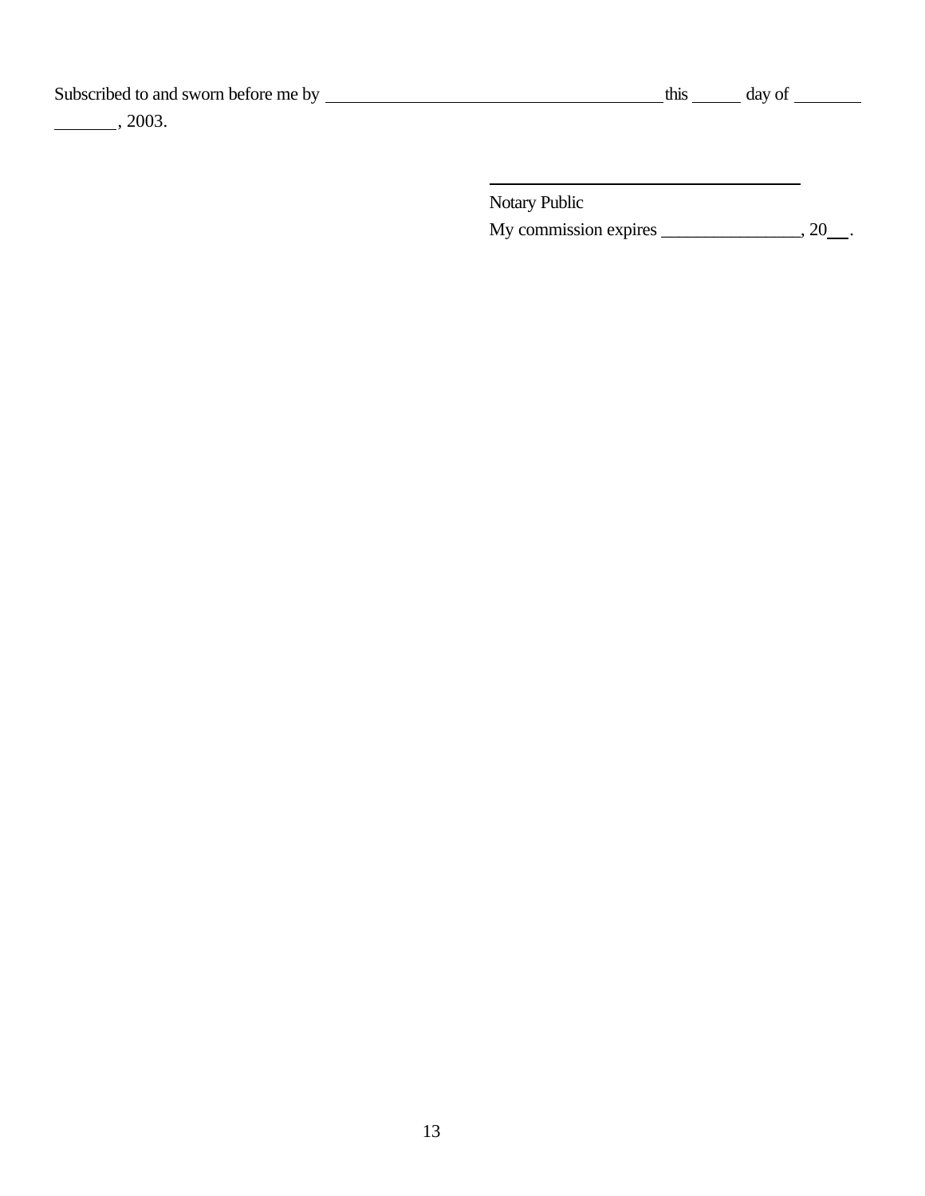Subscribed to and sworn before me by ______________________________________ this _____ day of _______ _______, 2003.

_________________________________

Notary Public

My commission expires _______________, 20__.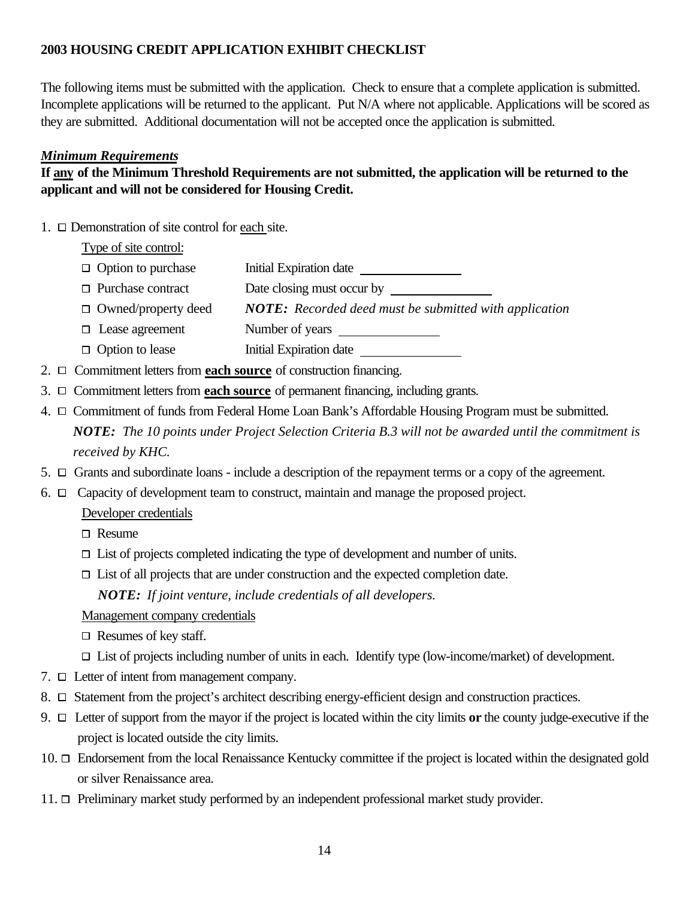**2003 HOUSING CREDIT APPLICATION EXHIBIT CHECKLIST**

The following items must be submitted with the application. Check to ensure that a complete application is submitted. Incomplete applications will be returned to the applicant. Put N/A where not applicable. Applications will be scored as they are submitted. Additional documentation will not be accepted once the application is submitted.

***Minimum Requirements***

**If any of the Minimum Threshold Requirements are not submitted, the application will be returned to the applicant and will not be considered for Housing Credit.**

1. ☐ Demonstration of site control for each site.

   Type of site control:

   - ☐ Option to purchase — Initial Expiration date ______________
   - ☐ Purchase contract — Date closing must occur by ______________
   - ☐ Owned/property deed — ***NOTE:*** *Recorded deed must be submitted with application*
   - ☐ Lease agreement — Number of years ______________
   - ☐ Option to lease — Initial Expiration date ______________

2. ☐ Commitment letters from **each source** of construction financing.
3. ☐ Commitment letters from **each source** of permanent financing, including grants.
4. ☐ Commitment of funds from Federal Home Loan Bank's Affordable Housing Program must be submitted.
   ***NOTE:*** *The 10 points under Project Selection Criteria B.3 will not be awarded until the commitment is received by KHC.*
5. ☐ Grants and subordinate loans - include a description of the repayment terms or a copy of the agreement.
6. ☐ Capacity of development team to construct, maintain and manage the proposed project.

   Developer credentials

   - ☐ Resume
   - ☐ List of projects completed indicating the type of development and number of units.
   - ☐ List of all projects that are under construction and the expected completion date.

     ***NOTE:*** *If joint venture, include credentials of all developers.*

   Management company credentials

   - ☐ Resumes of key staff.
   - ☐ List of projects including number of units in each. Identify type (low-income/market) of development.

7. ☐ Letter of intent from management company.
8. ☐ Statement from the project's architect describing energy-efficient design and construction practices.
9. ☐ Letter of support from the mayor if the project is located within the city limits **or** the county judge-executive if the project is located outside the city limits.
10. ☐ Endorsement from the local Renaissance Kentucky committee if the project is located within the designated gold or silver Renaissance area.
11. ☐ Preliminary market study performed by an independent professional market study provider.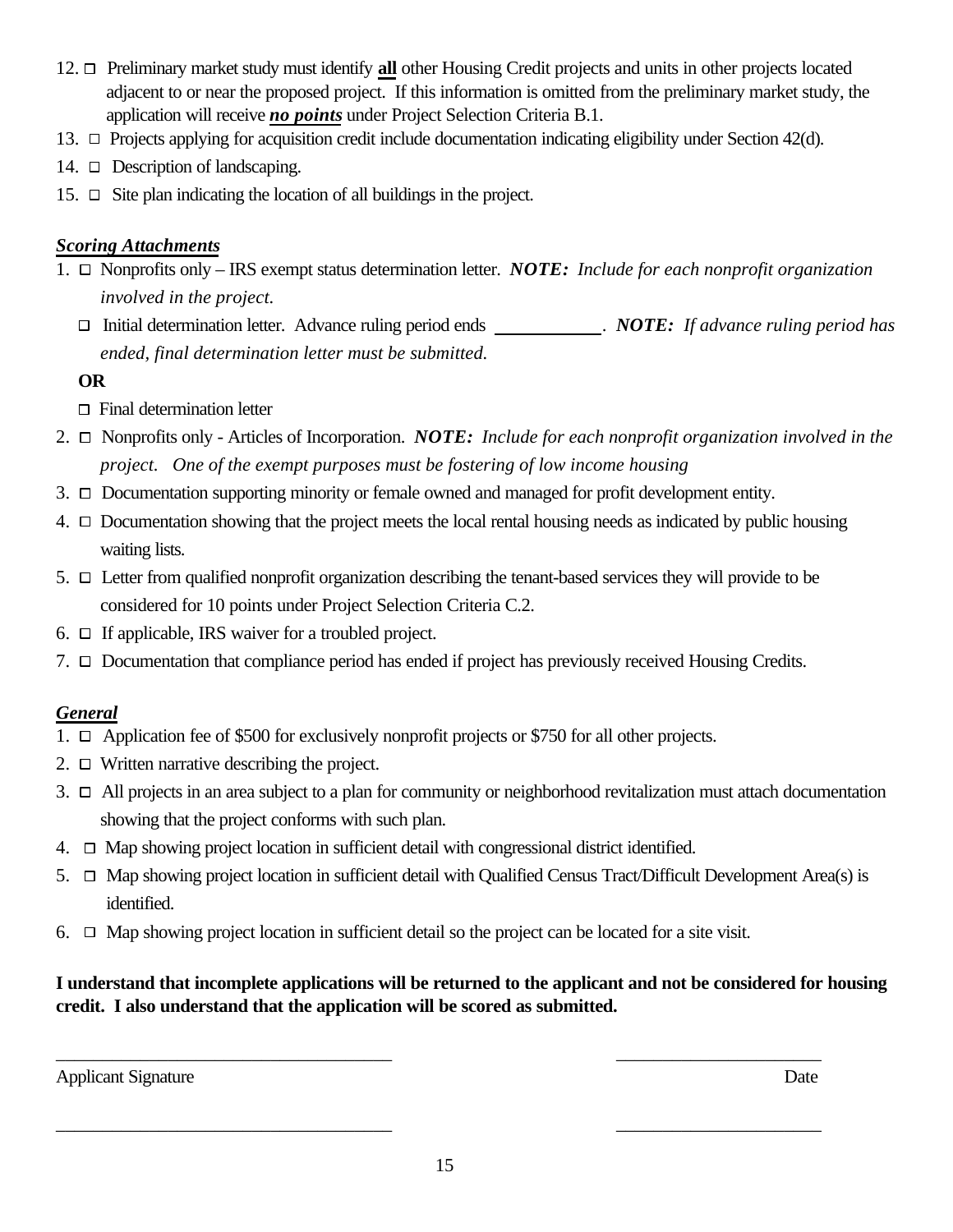12. ☐ Preliminary market study must identify **all** other Housing Credit projects and units in other projects located adjacent to or near the proposed project. If this information is omitted from the preliminary market study, the application will receive ***no points*** under Project Selection Criteria B.1.
13. ☐ Projects applying for acquisition credit include documentation indicating eligibility under Section 42(d).
14. ☐ Description of landscaping.
15. ☐ Site plan indicating the location of all buildings in the project.

***Scoring Attachments***

1. ☐ Nonprofits only – IRS exempt status determination letter. ***NOTE:*** *Include for each nonprofit organization involved in the project.*

   ☐ Initial determination letter. Advance ruling period ends \_\_\_\_\_\_\_\_\_\_\_\_. ***NOTE:*** *If advance ruling period has ended, final determination letter must be submitted.*

   **OR**

   ☐ Final determination letter
2. ☐ Nonprofits only - Articles of Incorporation. ***NOTE:*** *Include for each nonprofit organization involved in the project. One of the exempt purposes must be fostering of low income housing*
3. ☐ Documentation supporting minority or female owned and managed for profit development entity.
4. ☐ Documentation showing that the project meets the local rental housing needs as indicated by public housing waiting lists.
5. ☐ Letter from qualified nonprofit organization describing the tenant-based services they will provide to be considered for 10 points under Project Selection Criteria C.2.
6. ☐ If applicable, IRS waiver for a troubled project.
7. ☐ Documentation that compliance period has ended if project has previously received Housing Credits.

***General***

1. ☐ Application fee of $500 for exclusively nonprofit projects or $750 for all other projects.
2. ☐ Written narrative describing the project.
3. ☐ All projects in an area subject to a plan for community or neighborhood revitalization must attach documentation showing that the project conforms with such plan.
4. ☐ Map showing project location in sufficient detail with congressional district identified.
5. ☐ Map showing project location in sufficient detail with Qualified Census Tract/Difficult Development Area(s) is identified.
6. ☐ Map showing project location in sufficient detail so the project can be located for a site visit.

**I understand that incomplete applications will be returned to the applicant and not be considered for housing credit. I also understand that the application will be scored as submitted.**

\_\_\_\_\_\_\_\_\_\_\_\_\_\_\_\_\_\_\_\_\_\_\_\_\_\_\_\_\_\_\_\_\_\_\_\_\_ \_\_\_\_\_\_\_\_\_\_\_\_\_\_\_\_\_\_\_\_\_\_\_

Applicant Signature Date

\_\_\_\_\_\_\_\_\_\_\_\_\_\_\_\_\_\_\_\_\_\_\_\_\_\_\_\_\_\_\_\_\_\_\_\_\_ \_\_\_\_\_\_\_\_\_\_\_\_\_\_\_\_\_\_\_\_\_\_\_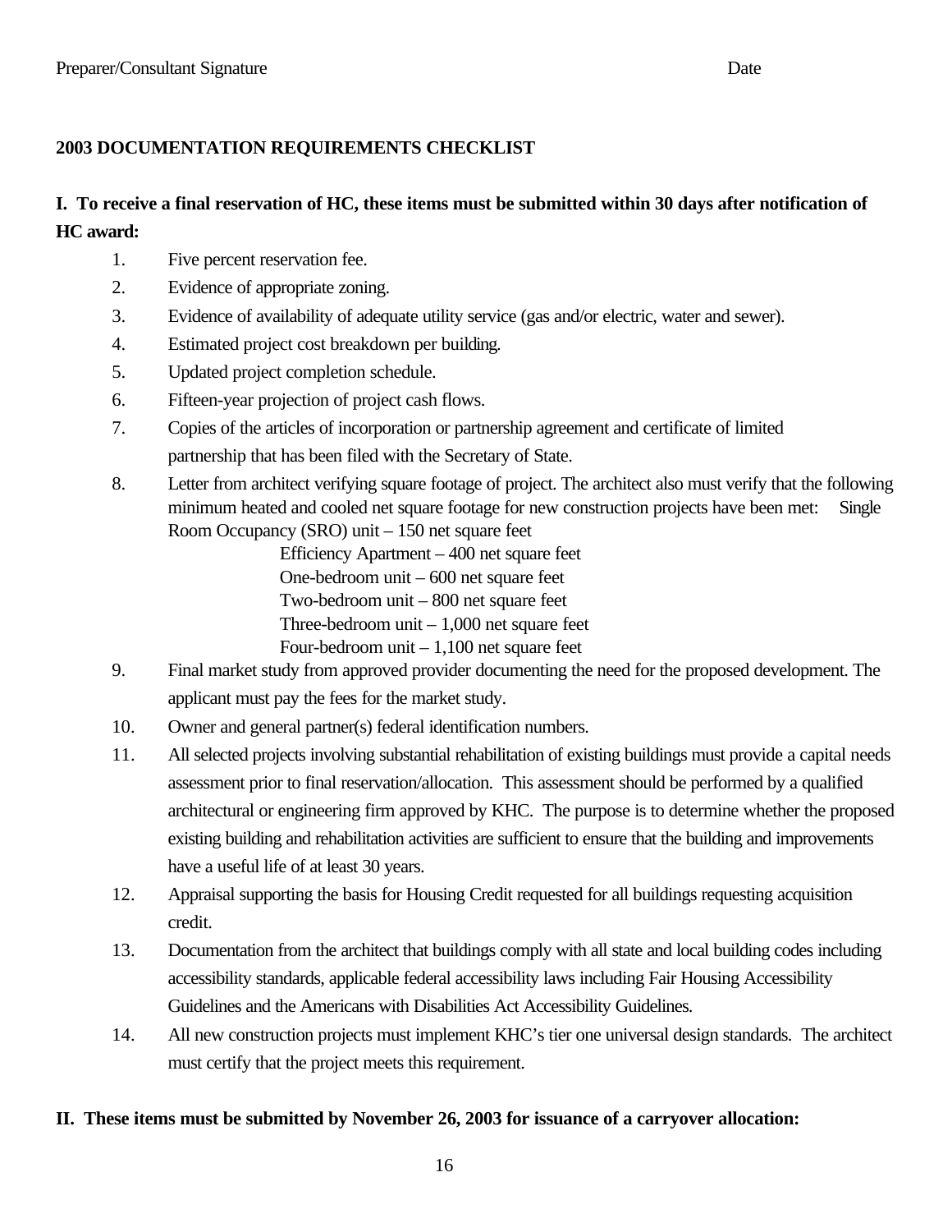Preparer/Consultant Signature Date

**2003 DOCUMENTATION REQUIREMENTS CHECKLIST**

**I. To receive a final reservation of HC, these items must be submitted within 30 days after notification of HC award:**

1. Five percent reservation fee.
2. Evidence of appropriate zoning.
3. Evidence of availability of adequate utility service (gas and/or electric, water and sewer).
4. Estimated project cost breakdown per building.
5. Updated project completion schedule.
6. Fifteen-year projection of project cash flows.
7. Copies of the articles of incorporation or partnership agreement and certificate of limited partnership that has been filed with the Secretary of State.
8. Letter from architect verifying square footage of project. The architect also must verify that the following minimum heated and cooled net square footage for new construction projects have been met: Single Room Occupancy (SRO) unit – 150 net square feet
   - Efficiency Apartment – 400 net square feet
   - One-bedroom unit – 600 net square feet
   - Two-bedroom unit – 800 net square feet
   - Three-bedroom unit – 1,000 net square feet
   - Four-bedroom unit – 1,100 net square feet
9. Final market study from approved provider documenting the need for the proposed development. The applicant must pay the fees for the market study.
10. Owner and general partner(s) federal identification numbers.
11. All selected projects involving substantial rehabilitation of existing buildings must provide a capital needs assessment prior to final reservation/allocation. This assessment should be performed by a qualified architectural or engineering firm approved by KHC. The purpose is to determine whether the proposed existing building and rehabilitation activities are sufficient to ensure that the building and improvements have a useful life of at least 30 years.
12. Appraisal supporting the basis for Housing Credit requested for all buildings requesting acquisition credit.
13. Documentation from the architect that buildings comply with all state and local building codes including accessibility standards, applicable federal accessibility laws including Fair Housing Accessibility Guidelines and the Americans with Disabilities Act Accessibility Guidelines.
14. All new construction projects must implement KHC's tier one universal design standards. The architect must certify that the project meets this requirement.

**II. These items must be submitted by November 26, 2003 for issuance of a carryover allocation:**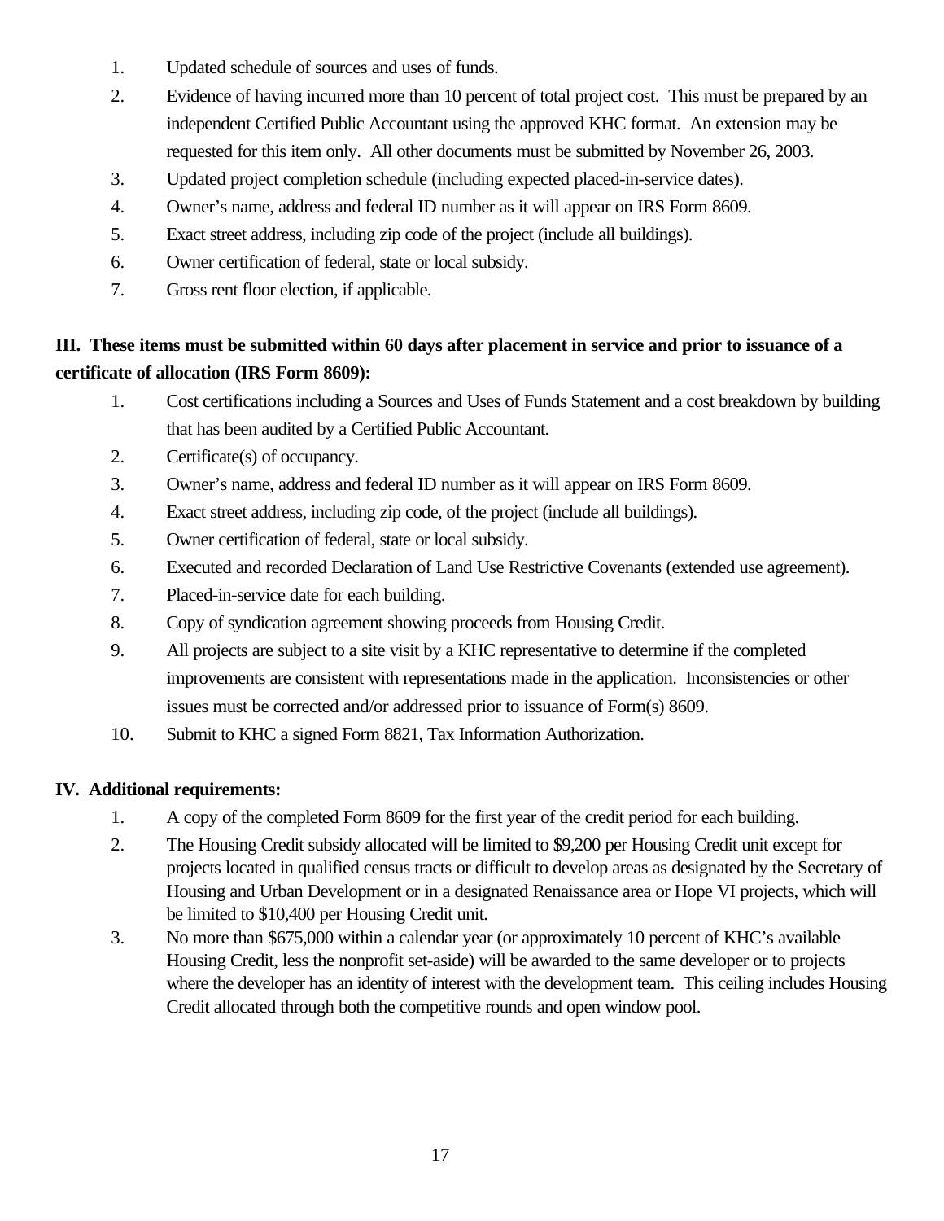1. Updated schedule of sources and uses of funds.
2. Evidence of having incurred more than 10 percent of total project cost. This must be prepared by an independent Certified Public Accountant using the approved KHC format. An extension may be requested for this item only. All other documents must be submitted by November 26, 2003.
3. Updated project completion schedule (including expected placed-in-service dates).
4. Owner's name, address and federal ID number as it will appear on IRS Form 8609.
5. Exact street address, including zip code of the project (include all buildings).
6. Owner certification of federal, state or local subsidy.
7. Gross rent floor election, if applicable.

**III. These items must be submitted within 60 days after placement in service and prior to issuance of a certificate of allocation (IRS Form 8609):**

1. Cost certifications including a Sources and Uses of Funds Statement and a cost breakdown by building that has been audited by a Certified Public Accountant.
2. Certificate(s) of occupancy.
3. Owner's name, address and federal ID number as it will appear on IRS Form 8609.
4. Exact street address, including zip code, of the project (include all buildings).
5. Owner certification of federal, state or local subsidy.
6. Executed and recorded Declaration of Land Use Restrictive Covenants (extended use agreement).
7. Placed-in-service date for each building.
8. Copy of syndication agreement showing proceeds from Housing Credit.
9. All projects are subject to a site visit by a KHC representative to determine if the completed improvements are consistent with representations made in the application. Inconsistencies or other issues must be corrected and/or addressed prior to issuance of Form(s) 8609.
10. Submit to KHC a signed Form 8821, Tax Information Authorization.

**IV. Additional requirements:**

1. A copy of the completed Form 8609 for the first year of the credit period for each building.
2. The Housing Credit subsidy allocated will be limited to $9,200 per Housing Credit unit except for projects located in qualified census tracts or difficult to develop areas as designated by the Secretary of Housing and Urban Development or in a designated Renaissance area or Hope VI projects, which will be limited to $10,400 per Housing Credit unit.
3. No more than $675,000 within a calendar year (or approximately 10 percent of KHC's available Housing Credit, less the nonprofit set-aside) will be awarded to the same developer or to projects where the developer has an identity of interest with the development team. This ceiling includes Housing Credit allocated through both the competitive rounds and open window pool.